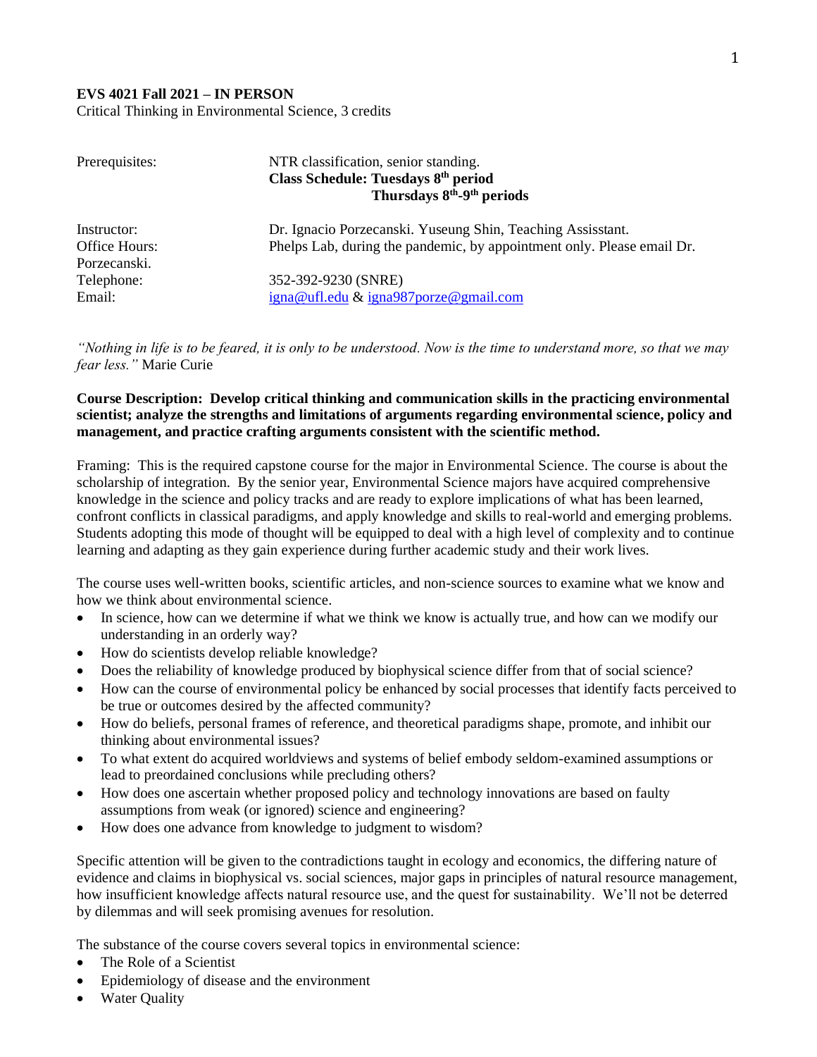**EVS 4021 Fall 2021 – IN PERSON**

Critical Thinking in Environmental Science, 3 credits

| | |
|---|---|
| Prerequisites: | NTR classification, senior standing. **Class Schedule: Tuesdays 8th period Thursdays 8th-9th periods** |
| Instructor: | Dr. Ignacio Porzecanski. Yuseung Shin, Teaching Assisstant. |
| Office Hours: | Phelps Lab, during the pandemic, by appointment only. Please email Dr. Porzecanski. |
| Telephone: | 352-392-9230 (SNRE) |
| Email: | igna@ufl.edu & igna987porze@gmail.com |

*"Nothing in life is to be feared, it is only to be understood. Now is the time to understand more, so that we may fear less."* Marie Curie

**Course Description: Develop critical thinking and communication skills in the practicing environmental scientist; analyze the strengths and limitations of arguments regarding environmental science, policy and management, and practice crafting arguments consistent with the scientific method.**

Framing: This is the required capstone course for the major in Environmental Science. The course is about the scholarship of integration. By the senior year, Environmental Science majors have acquired comprehensive knowledge in the science and policy tracks and are ready to explore implications of what has been learned, confront conflicts in classical paradigms, and apply knowledge and skills to real-world and emerging problems. Students adopting this mode of thought will be equipped to deal with a high level of complexity and to continue learning and adapting as they gain experience during further academic study and their work lives.

The course uses well-written books, scientific articles, and non-science sources to examine what we know and how we think about environmental science.

- In science, how can we determine if what we think we know is actually true, and how can we modify our understanding in an orderly way?
- How do scientists develop reliable knowledge?
- Does the reliability of knowledge produced by biophysical science differ from that of social science?
- How can the course of environmental policy be enhanced by social processes that identify facts perceived to be true or outcomes desired by the affected community?
- How do beliefs, personal frames of reference, and theoretical paradigms shape, promote, and inhibit our thinking about environmental issues?
- To what extent do acquired worldviews and systems of belief embody seldom-examined assumptions or lead to preordained conclusions while precluding others?
- How does one ascertain whether proposed policy and technology innovations are based on faulty assumptions from weak (or ignored) science and engineering?
- How does one advance from knowledge to judgment to wisdom?

Specific attention will be given to the contradictions taught in ecology and economics, the differing nature of evidence and claims in biophysical vs. social sciences, major gaps in principles of natural resource management, how insufficient knowledge affects natural resource use, and the quest for sustainability. We'll not be deterred by dilemmas and will seek promising avenues for resolution.

The substance of the course covers several topics in environmental science:

- The Role of a Scientist
- Epidemiology of disease and the environment
- Water Quality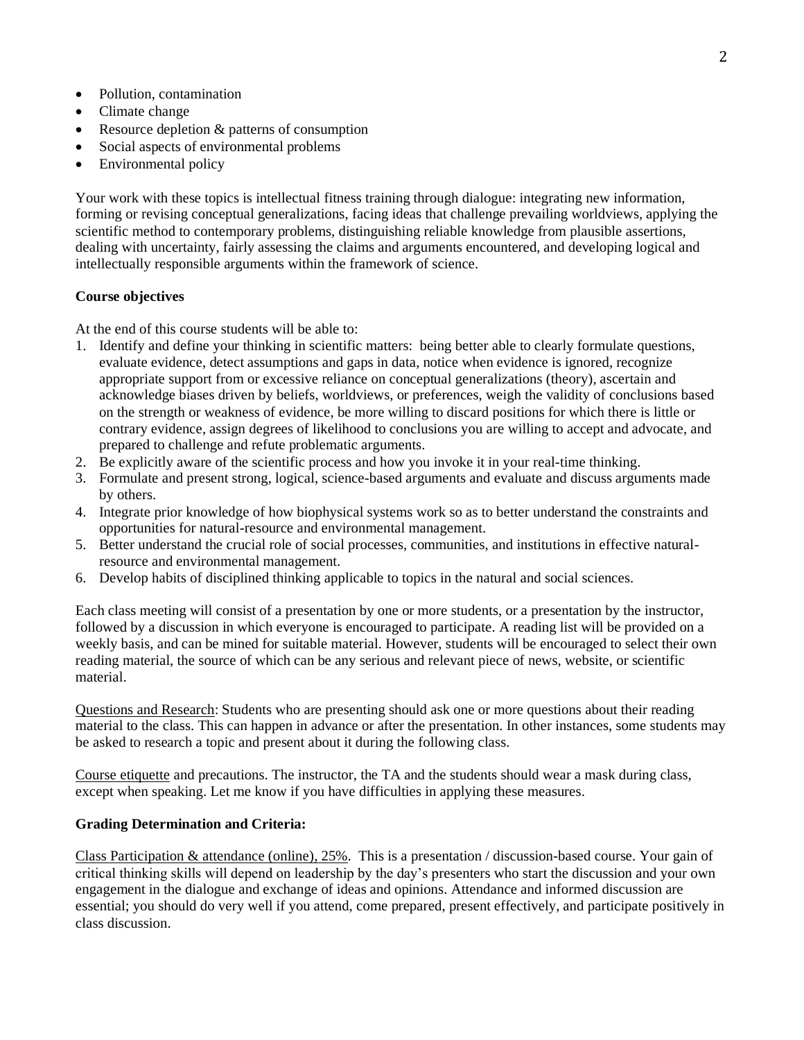- Pollution, contamination
- Climate change
- Resource depletion & patterns of consumption
- Social aspects of environmental problems
- Environmental policy

Your work with these topics is intellectual fitness training through dialogue: integrating new information, forming or revising conceptual generalizations, facing ideas that challenge prevailing worldviews, applying the scientific method to contemporary problems, distinguishing reliable knowledge from plausible assertions, dealing with uncertainty, fairly assessing the claims and arguments encountered, and developing logical and intellectually responsible arguments within the framework of science.

**Course objectives**

At the end of this course students will be able to:

1. Identify and define your thinking in scientific matters: being better able to clearly formulate questions, evaluate evidence, detect assumptions and gaps in data, notice when evidence is ignored, recognize appropriate support from or excessive reliance on conceptual generalizations (theory), ascertain and acknowledge biases driven by beliefs, worldviews, or preferences, weigh the validity of conclusions based on the strength or weakness of evidence, be more willing to discard positions for which there is little or contrary evidence, assign degrees of likelihood to conclusions you are willing to accept and advocate, and prepared to challenge and refute problematic arguments.
2. Be explicitly aware of the scientific process and how you invoke it in your real-time thinking.
3. Formulate and present strong, logical, science-based arguments and evaluate and discuss arguments made by others.
4. Integrate prior knowledge of how biophysical systems work so as to better understand the constraints and opportunities for natural-resource and environmental management.
5. Better understand the crucial role of social processes, communities, and institutions in effective natural-resource and environmental management.
6. Develop habits of disciplined thinking applicable to topics in the natural and social sciences.

Each class meeting will consist of a presentation by one or more students, or a presentation by the instructor, followed by a discussion in which everyone is encouraged to participate. A reading list will be provided on a weekly basis, and can be mined for suitable material. However, students will be encouraged to select their own reading material, the source of which can be any serious and relevant piece of news, website, or scientific material.

<u>Questions and Research</u>: Students who are presenting should ask one or more questions about their reading material to the class. This can happen in advance or after the presentation. In other instances, some students may be asked to research a topic and present about it during the following class.

<u>Course etiquette</u> and precautions. The instructor, the TA and the students should wear a mask during class, except when speaking. Let me know if you have difficulties in applying these measures.

**Grading Determination and Criteria:**

<u>Class Participation & attendance (online), 25%</u>. This is a presentation / discussion-based course. Your gain of critical thinking skills will depend on leadership by the day's presenters who start the discussion and your own engagement in the dialogue and exchange of ideas and opinions. Attendance and informed discussion are essential; you should do very well if you attend, come prepared, present effectively, and participate positively in class discussion.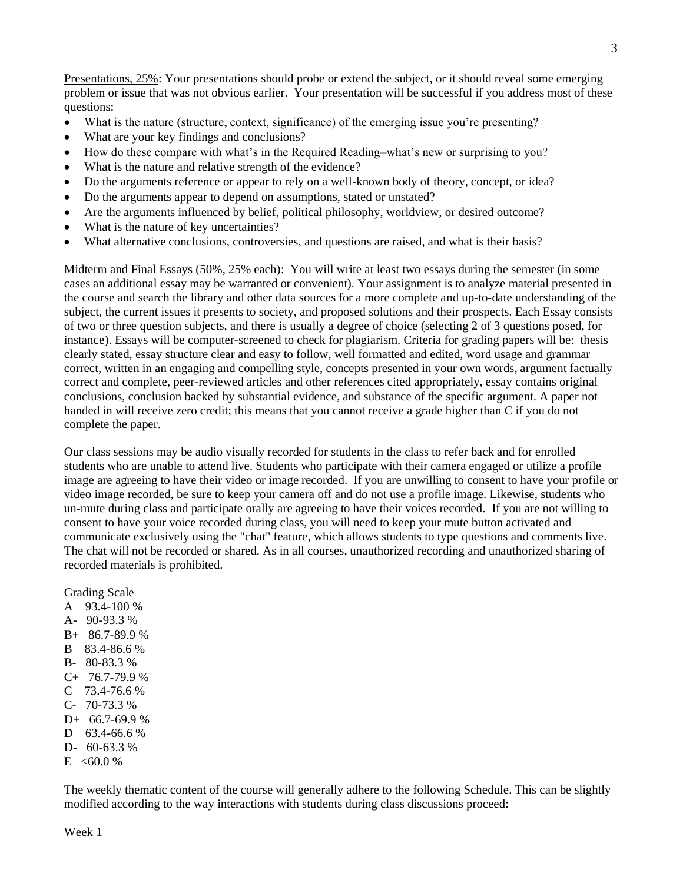<u>Presentations, 25%</u>: Your presentations should probe or extend the subject, or it should reveal some emerging problem or issue that was not obvious earlier. Your presentation will be successful if you address most of these questions:

- What is the nature (structure, context, significance) of the emerging issue you're presenting?
- What are your key findings and conclusions?
- How do these compare with what's in the Required Reading–what's new or surprising to you?
- What is the nature and relative strength of the evidence?
- Do the arguments reference or appear to rely on a well-known body of theory, concept, or idea?
- Do the arguments appear to depend on assumptions, stated or unstated?
- Are the arguments influenced by belief, political philosophy, worldview, or desired outcome?
- What is the nature of key uncertainties?
- What alternative conclusions, controversies, and questions are raised, and what is their basis?

<u>Midterm and Final Essays (50%, 25% each)</u>: You will write at least two essays during the semester (in some cases an additional essay may be warranted or convenient). Your assignment is to analyze material presented in the course and search the library and other data sources for a more complete and up-to-date understanding of the subject, the current issues it presents to society, and proposed solutions and their prospects. Each Essay consists of two or three question subjects, and there is usually a degree of choice (selecting 2 of 3 questions posed, for instance). Essays will be computer-screened to check for plagiarism. Criteria for grading papers will be: thesis clearly stated, essay structure clear and easy to follow, well formatted and edited, word usage and grammar correct, written in an engaging and compelling style, concepts presented in your own words, argument factually correct and complete, peer-reviewed articles and other references cited appropriately, essay contains original conclusions, conclusion backed by substantial evidence, and substance of the specific argument. A paper not handed in will receive zero credit; this means that you cannot receive a grade higher than C if you do not complete the paper.

Our class sessions may be audio visually recorded for students in the class to refer back and for enrolled students who are unable to attend live. Students who participate with their camera engaged or utilize a profile image are agreeing to have their video or image recorded. If you are unwilling to consent to have your profile or video image recorded, be sure to keep your camera off and do not use a profile image. Likewise, students who un-mute during class and participate orally are agreeing to have their voices recorded. If you are not willing to consent to have your voice recorded during class, you will need to keep your mute button activated and communicate exclusively using the "chat" feature, which allows students to type questions and comments live. The chat will not be recorded or shared. As in all courses, unauthorized recording and unauthorized sharing of recorded materials is prohibited.

Grading Scale
A 93.4-100 %
A- 90-93.3 %
B+ 86.7-89.9 %
B 83.4-86.6 %
B- 80-83.3 %
C+ 76.7-79.9 %
C 73.4-76.6 %
C- 70-73.3 %
D+ 66.7-69.9 %
D 63.4-66.6 %
D- 60-63.3 %
E <60.0 %

The weekly thematic content of the course will generally adhere to the following Schedule. This can be slightly modified according to the way interactions with students during class discussions proceed:

<u>Week 1</u>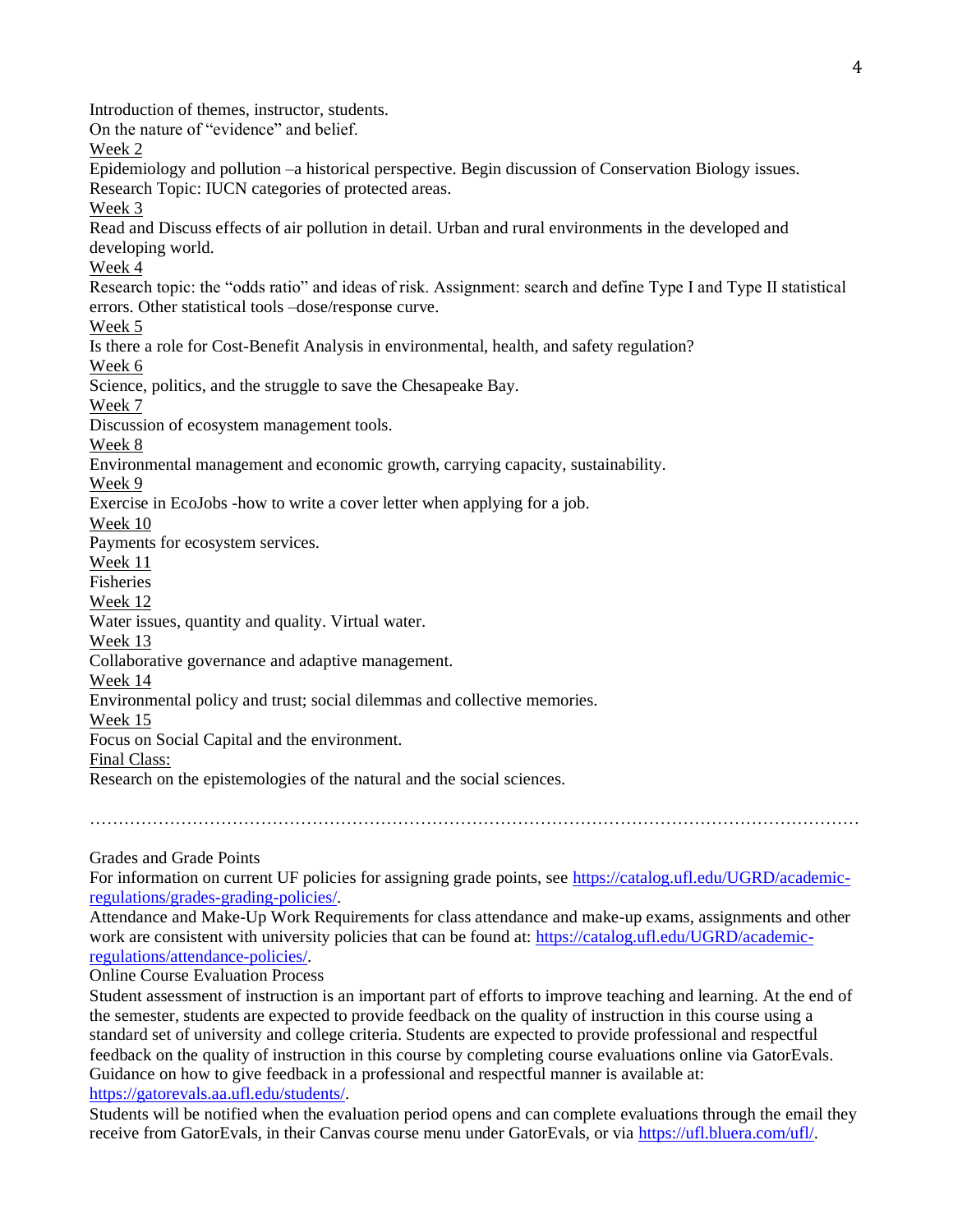Introduction of themes, instructor, students.
On the nature of "evidence" and belief.

Week 2

Epidemiology and pollution –a historical perspective. Begin discussion of Conservation Biology issues. Research Topic: IUCN categories of protected areas.

Week 3

Read and Discuss effects of air pollution in detail. Urban and rural environments in the developed and developing world.

Week 4

Research topic: the "odds ratio" and ideas of risk. Assignment: search and define Type I and Type II statistical errors. Other statistical tools –dose/response curve.

Week 5

Is there a role for Cost-Benefit Analysis in environmental, health, and safety regulation?

Week 6

Science, politics, and the struggle to save the Chesapeake Bay.

Week 7

Discussion of ecosystem management tools.

Week 8

Environmental management and economic growth, carrying capacity, sustainability.

Week 9

Exercise in EcoJobs -how to write a cover letter when applying for a job.

Week 10

Payments for ecosystem services.

Week 11

Fisheries

Week 12

Water issues, quantity and quality. Virtual water.

Week 13

Collaborative governance and adaptive management.

Week 14

Environmental policy and trust; social dilemmas and collective memories.

Week 15

Focus on Social Capital and the environment.

Final Class:

Research on the epistemologies of the natural and the social sciences.

…………………………………………………………………………………………………………………

Grades and Grade Points

For information on current UF policies for assigning grade points, see https://catalog.ufl.edu/UGRD/academic-regulations/grades-grading-policies/.

Attendance and Make-Up Work Requirements for class attendance and make-up exams, assignments and other work are consistent with university policies that can be found at: https://catalog.ufl.edu/UGRD/academic-regulations/attendance-policies/.

Online Course Evaluation Process

Student assessment of instruction is an important part of efforts to improve teaching and learning. At the end of the semester, students are expected to provide feedback on the quality of instruction in this course using a standard set of university and college criteria. Students are expected to provide professional and respectful feedback on the quality of instruction in this course by completing course evaluations online via GatorEvals. Guidance on how to give feedback in a professional and respectful manner is available at: https://gatorevals.aa.ufl.edu/students/.

Students will be notified when the evaluation period opens and can complete evaluations through the email they receive from GatorEvals, in their Canvas course menu under GatorEvals, or via https://ufl.bluera.com/ufl/.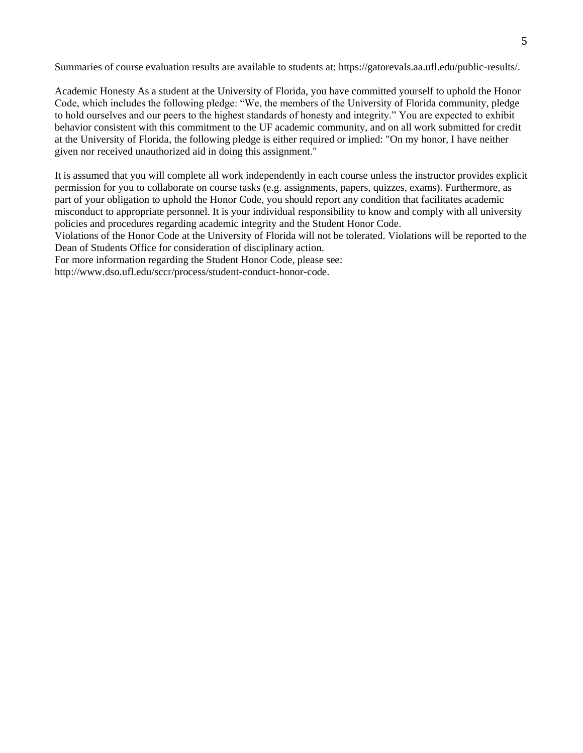Summaries of course evaluation results are available to students at: https://gatorevals.aa.ufl.edu/public-results/.

Academic Honesty As a student at the University of Florida, you have committed yourself to uphold the Honor Code, which includes the following pledge: "We, the members of the University of Florida community, pledge to hold ourselves and our peers to the highest standards of honesty and integrity." You are expected to exhibit behavior consistent with this commitment to the UF academic community, and on all work submitted for credit at the University of Florida, the following pledge is either required or implied: "On my honor, I have neither given nor received unauthorized aid in doing this assignment."

It is assumed that you will complete all work independently in each course unless the instructor provides explicit permission for you to collaborate on course tasks (e.g. assignments, papers, quizzes, exams). Furthermore, as part of your obligation to uphold the Honor Code, you should report any condition that facilitates academic misconduct to appropriate personnel. It is your individual responsibility to know and comply with all university policies and procedures regarding academic integrity and the Student Honor Code.
Violations of the Honor Code at the University of Florida will not be tolerated. Violations will be reported to the Dean of Students Office for consideration of disciplinary action.
For more information regarding the Student Honor Code, please see:
http://www.dso.ufl.edu/sccr/process/student-conduct-honor-code.